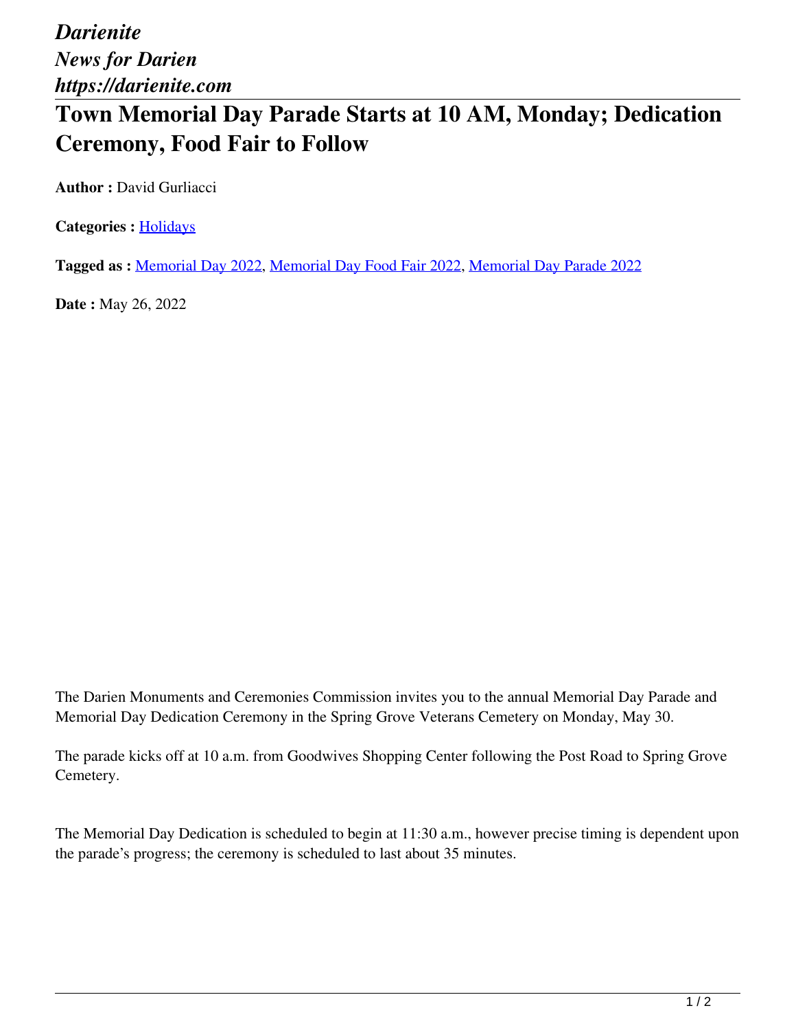*Darienite*
*News for Darien*
*https://darienite.com*

# Town Memorial Day Parade Starts at 10 AM, Monday; Dedication Ceremony, Food Fair to Follow

**Author :** David Gurliacci

**Categories :** Holidays

**Tagged as :** Memorial Day 2022, Memorial Day Food Fair 2022, Memorial Day Parade 2022

**Date :** May 26, 2022

The Darien Monuments and Ceremonies Commission invites you to the annual Memorial Day Parade and Memorial Day Dedication Ceremony in the Spring Grove Veterans Cemetery on Monday, May 30.

The parade kicks off at 10 a.m. from Goodwives Shopping Center following the Post Road to Spring Grove Cemetery.

The Memorial Day Dedication is scheduled to begin at 11:30 a.m., however precise timing is dependent upon the parade's progress; the ceremony is scheduled to last about 35 minutes.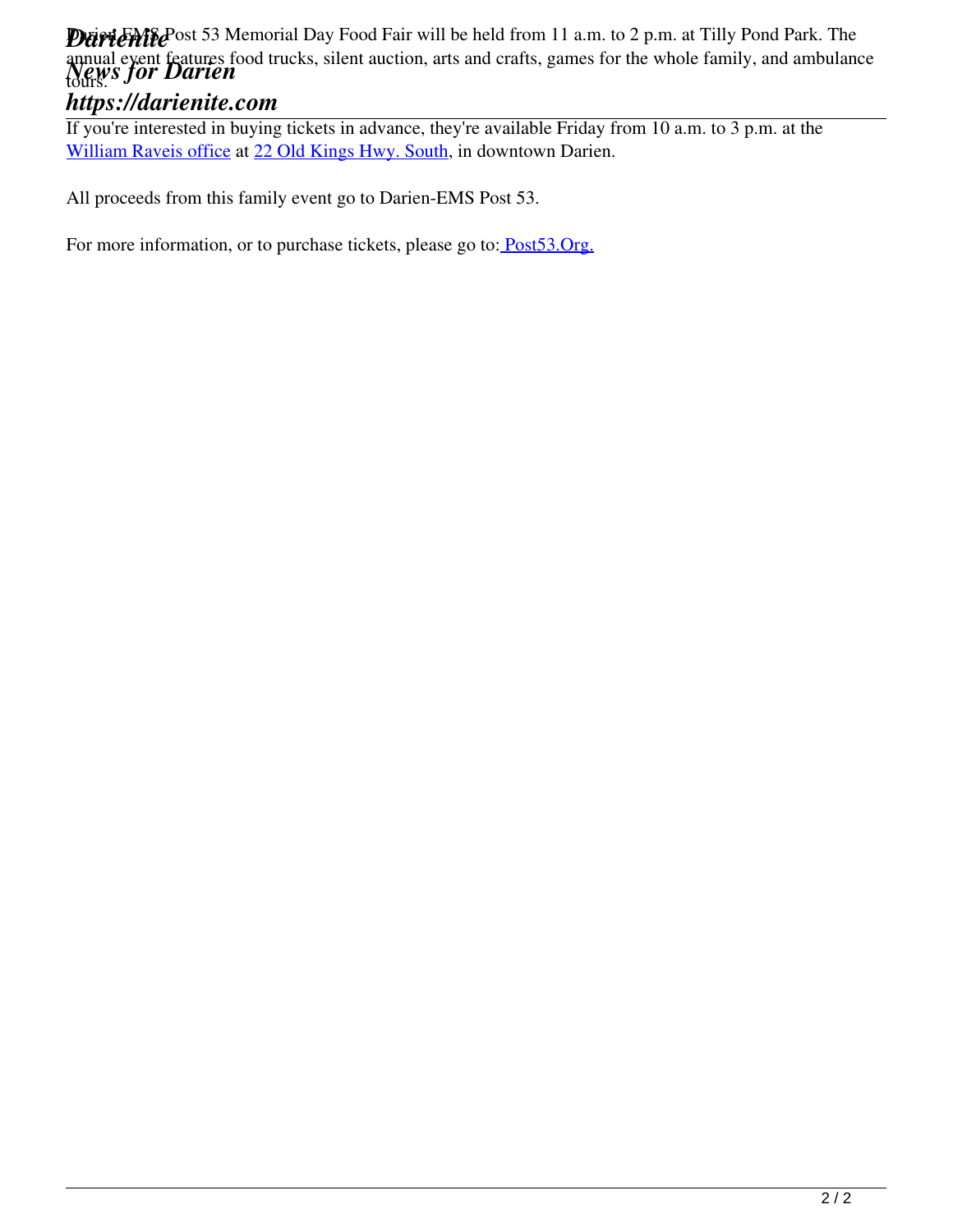Darien EMS Post 53 Memorial Day Food Fair will be held from 11 a.m. to 2 p.m. at Tilly Pond Park. The annual event features food trucks, silent auction, arts and crafts, games for the whole family, and ambulance tours.

If you're interested in buying tickets in advance, they're available Friday from 10 a.m. to 3 p.m. at the William Raveis office at 22 Old Kings Hwy. South, in downtown Darien.

All proceeds from this family event go to Darien-EMS Post 53.

For more information, or to purchase tickets, please go to: Post53.Org.